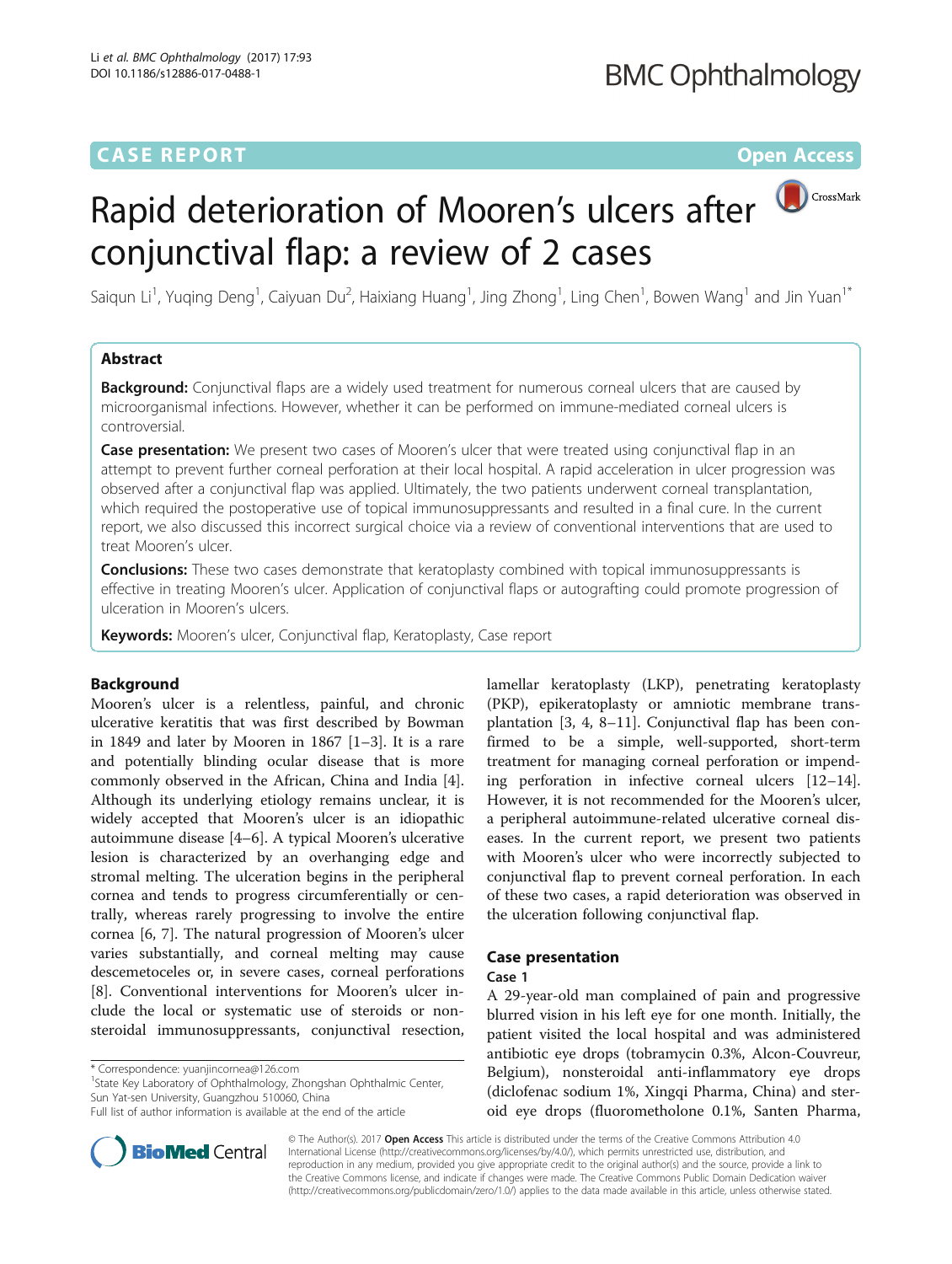CASE REPORT

Open Access

# Rapid deterioration of Mooren's ulcers after conjunctival flap: a review of 2 cases

Saiqun Li[1], Yuqing Deng[1], Caiyuan Du[2], Haixiang Huang[1], Jing Zhong[1], Ling Chen[1], Bowen Wang[1] and Jin Yuan[1*]

## Abstract

**Background:** Conjunctival flaps are a widely used treatment for numerous corneal ulcers that are caused by microorganismal infections. However, whether it can be performed on immune-mediated corneal ulcers is controversial.

**Case presentation:** We present two cases of Mooren's ulcer that were treated using conjunctival flap in an attempt to prevent further corneal perforation at their local hospital. A rapid acceleration in ulcer progression was observed after a conjunctival flap was applied. Ultimately, the two patients underwent corneal transplantation, which required the postoperative use of topical immunosuppressants and resulted in a final cure. In the current report, we also discussed this incorrect surgical choice via a review of conventional interventions that are used to treat Mooren's ulcer.

**Conclusions:** These two cases demonstrate that keratoplasty combined with topical immunosuppressants is effective in treating Mooren's ulcer. Application of conjunctival flaps or autografting could promote progression of ulceration in Mooren's ulcers.

**Keywords:** Mooren's ulcer, Conjunctival flap, Keratoplasty, Case report

## Background

Mooren's ulcer is a relentless, painful, and chronic ulcerative keratitis that was first described by Bowman in 1849 and later by Mooren in 1867 [1–3]. It is a rare and potentially blinding ocular disease that is more commonly observed in the African, China and India [4]. Although its underlying etiology remains unclear, it is widely accepted that Mooren's ulcer is an idiopathic autoimmune disease [4–6]. A typical Mooren's ulcerative lesion is characterized by an overhanging edge and stromal melting. The ulceration begins in the peripheral cornea and tends to progress circumferentially or centrally, whereas rarely progressing to involve the entire cornea [6, 7]. The natural progression of Mooren's ulcer varies substantially, and corneal melting may cause descemetoceles or, in severe cases, corneal perforations [8]. Conventional interventions for Mooren's ulcer include the local or systematic use of steroids or non-steroidal immunosuppressants, conjunctival resection, lamellar keratoplasty (LKP), penetrating keratoplasty (PKP), epikeratoplasty or amniotic membrane transplantation [3, 4, 8–11]. Conjunctival flap has been confirmed to be a simple, well-supported, short-term treatment for managing corneal perforation or impending perforation in infective corneal ulcers [12–14]. However, it is not recommended for the Mooren's ulcer, a peripheral autoimmune-related ulcerative corneal diseases. In the current report, we present two patients with Mooren's ulcer who were incorrectly subjected to conjunctival flap to prevent corneal perforation. In each of these two cases, a rapid deterioration was observed in the ulceration following conjunctival flap.

## Case presentation

### Case 1

A 29-year-old man complained of pain and progressive blurred vision in his left eye for one month. Initially, the patient visited the local hospital and was administered antibiotic eye drops (tobramycin 0.3%, Alcon-Couvreur, Belgium), nonsteroidal anti-inflammatory eye drops (diclofenac sodium 1%, Xingqi Pharma, China) and steroid eye drops (fluorometholone 0.1%, Santen Pharma,

\* Correspondence: yuanjincornea@126.com
[1]State Key Laboratory of Ophthalmology, Zhongshan Ophthalmic Center, Sun Yat-sen University, Guangzhou 510060, China
Full list of author information is available at the end of the article

© The Author(s). 2017 **Open Access** This article is distributed under the terms of the Creative Commons Attribution 4.0 International License (http://creativecommons.org/licenses/by/4.0/), which permits unrestricted use, distribution, and reproduction in any medium, provided you give appropriate credit to the original author(s) and the source, provide a link to the Creative Commons license, and indicate if changes were made. The Creative Commons Public Domain Dedication waiver (http://creativecommons.org/publicdomain/zero/1.0/) applies to the data made available in this article, unless otherwise stated.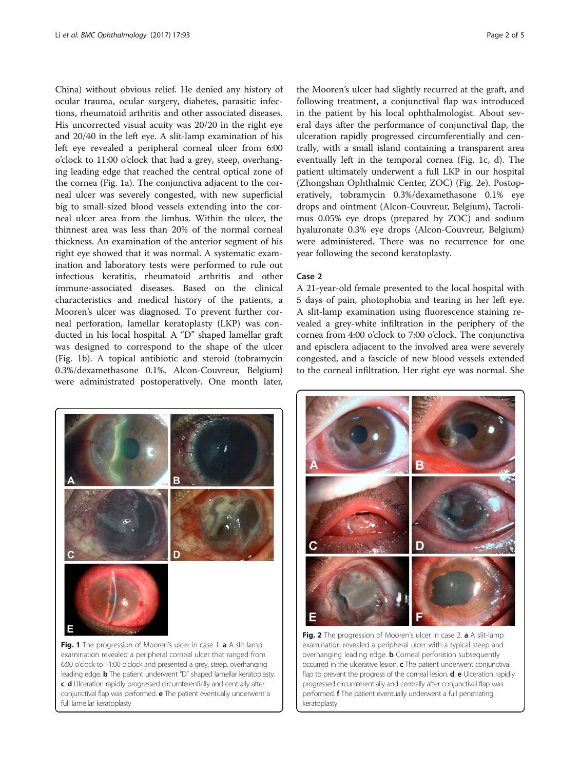China) without obvious relief. He denied any history of ocular trauma, ocular surgery, diabetes, parasitic infections, rheumatoid arthritis and other associated diseases. His uncorrected visual acuity was 20/20 in the right eye and 20/40 in the left eye. A slit-lamp examination of his left eye revealed a peripheral corneal ulcer from 6:00 o'clock to 11:00 o'clock that had a grey, steep, overhanging leading edge that reached the central optical zone of the cornea (Fig. 1a). The conjunctiva adjacent to the corneal ulcer was severely congested, with new superficial big to small-sized blood vessels extending into the corneal ulcer area from the limbus. Within the ulcer, the thinnest area was less than 20% of the normal corneal thickness. An examination of the anterior segment of his right eye showed that it was normal. A systematic examination and laboratory tests were performed to rule out infectious keratitis, rheumatoid arthritis and other immune-associated diseases. Based on the clinical characteristics and medical history of the patients, a Mooren's ulcer was diagnosed. To prevent further corneal perforation, lamellar keratoplasty (LKP) was conducted in his local hospital. A "D" shaped lamellar graft was designed to correspond to the shape of the ulcer (Fig. 1b). A topical antibiotic and steroid (tobramycin 0.3%/dexamethasone 0.1%, Alcon-Couvreur, Belgium) were administrated postoperatively. One month later, the Mooren's ulcer had slightly recurred at the graft, and following treatment, a conjunctival flap was introduced in the patient by his local ophthalmologist. About several days after the performance of conjunctival flap, the ulceration rapidly progressed circumferentially and centrally, with a small island containing a transparent area eventually left in the temporal cornea (Fig. 1c, d). The patient ultimately underwent a full LKP in our hospital (Zhongshan Ophthalmic Center, ZOC) (Fig. 2e). Postoperatively, tobramycin 0.3%/dexamethasone 0.1% eye drops and ointment (Alcon-Couvreur, Belgium), Tacrolimus 0.05% eye drops (prepared by ZOC) and sodium hyaluronate 0.3% eye drops (Alcon-Couvreur, Belgium) were administered. There was no recurrence for one year following the second keratoplasty.

### Case 2

A 21-year-old female presented to the local hospital with 5 days of pain, photophobia and tearing in her left eye. A slit-lamp examination using fluorescence staining revealed a grey-white infiltration in the periphery of the cornea from 4:00 o'clock to 7:00 o'clock. The conjunctiva and episclera adjacent to the involved area were severely congested, and a fascicle of new blood vessels extended to the corneal infiltration. Her right eye was normal. She

**Fig. 1** The progression of Mooren's ulcer in case 1. **a** A slit-lamp examination revealed a peripheral corneal ulcer that ranged from 6:00 o'clock to 11:00 o'clock and presented a grey, steep, overhanging leading edge. **b** The patient underwent "D" shaped lamellar keratoplasty. **c**, **d** Ulceration rapidly progressed circumferentially and centrally after conjunctival flap was performed. **e** The patient eventually underwent a full lamellar keratoplasty

**Fig. 2** The progression of Mooren's ulcer in case 2. **a** A slit-lamp examination revealed a peripheral ulcer with a typical steep and overhanging leading edge. **b** Corneal perforation subsequently occurred in the ulcerative lesion. **c** The patient underwent conjunctival flap to prevent the progress of the corneal lesion. **d**, **e** Ulceration rapidly progressed circumferentially and centrally after conjunctival flap was performed. **f** The patient eventually underwent a full penetrating keratoplasty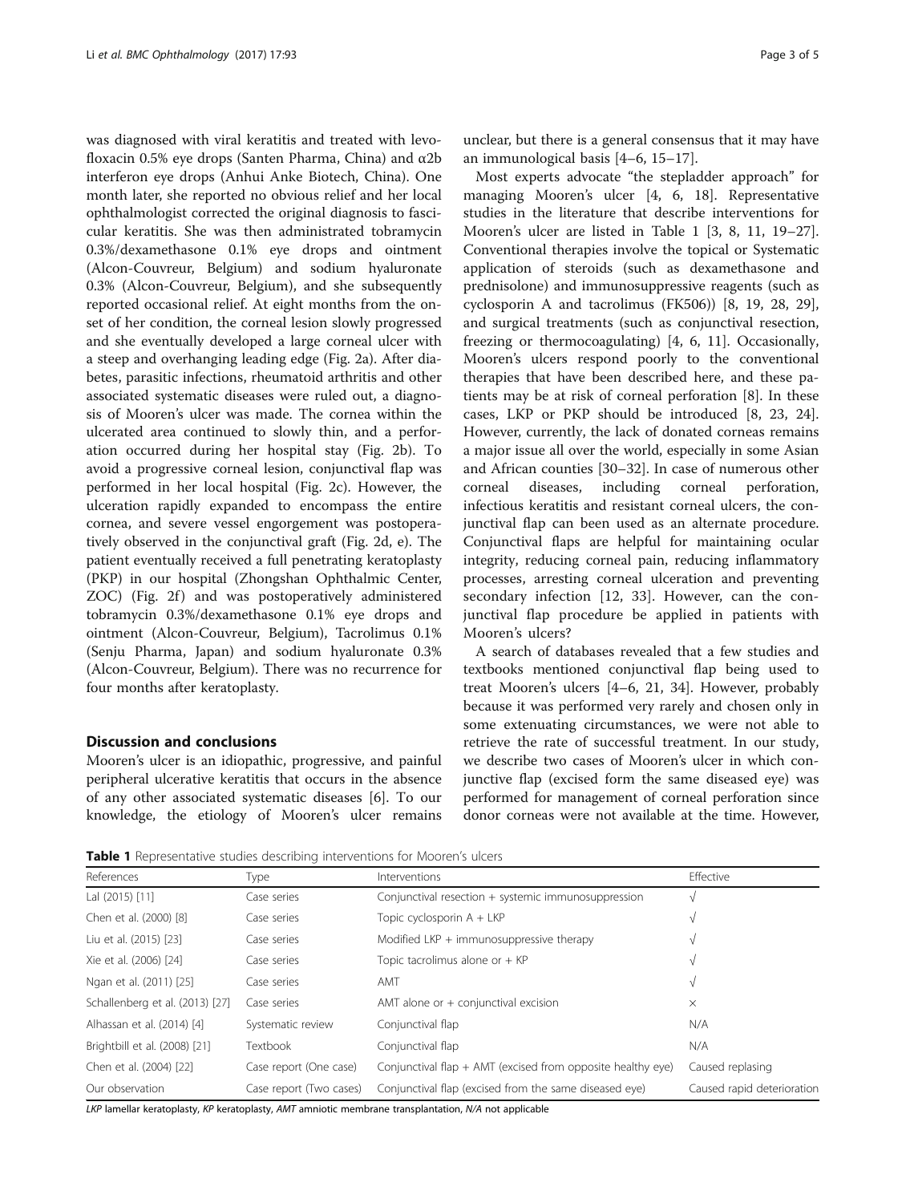was diagnosed with viral keratitis and treated with levofloxacin 0.5% eye drops (Santen Pharma, China) and α2b interferon eye drops (Anhui Anke Biotech, China). One month later, she reported no obvious relief and her local ophthalmologist corrected the original diagnosis to fascicular keratitis. She was then administrated tobramycin 0.3%/dexamethasone 0.1% eye drops and ointment (Alcon-Couvreur, Belgium) and sodium hyaluronate 0.3% (Alcon-Couvreur, Belgium), and she subsequently reported occasional relief. At eight months from the onset of her condition, the corneal lesion slowly progressed and she eventually developed a large corneal ulcer with a steep and overhanging leading edge (Fig. 2a). After diabetes, parasitic infections, rheumatoid arthritis and other associated systematic diseases were ruled out, a diagnosis of Mooren's ulcer was made. The cornea within the ulcerated area continued to slowly thin, and a perforation occurred during her hospital stay (Fig. 2b). To avoid a progressive corneal lesion, conjunctival flap was performed in her local hospital (Fig. 2c). However, the ulceration rapidly expanded to encompass the entire cornea, and severe vessel engorgement was postoperatively observed in the conjunctival graft (Fig. 2d, e). The patient eventually received a full penetrating keratoplasty (PKP) in our hospital (Zhongshan Ophthalmic Center, ZOC) (Fig. 2f) and was postoperatively administered tobramycin 0.3%/dexamethasone 0.1% eye drops and ointment (Alcon-Couvreur, Belgium), Tacrolimus 0.1% (Senju Pharma, Japan) and sodium hyaluronate 0.3% (Alcon-Couvreur, Belgium). There was no recurrence for four months after keratoplasty.

## Discussion and conclusions

Mooren's ulcer is an idiopathic, progressive, and painful peripheral ulcerative keratitis that occurs in the absence of any other associated systematic diseases [6]. To our knowledge, the etiology of Mooren's ulcer remains unclear, but there is a general consensus that it may have an immunological basis [4–6, 15–17].

Most experts advocate "the stepladder approach" for managing Mooren's ulcer [4, 6, 18]. Representative studies in the literature that describe interventions for Mooren's ulcer are listed in Table 1 [3, 8, 11, 19–27]. Conventional therapies involve the topical or Systematic application of steroids (such as dexamethasone and prednisolone) and immunosuppressive reagents (such as cyclosporin A and tacrolimus (FK506)) [8, 19, 28, 29], and surgical treatments (such as conjunctival resection, freezing or thermocoagulating) [4, 6, 11]. Occasionally, Mooren's ulcers respond poorly to the conventional therapies that have been described here, and these patients may be at risk of corneal perforation [8]. In these cases, LKP or PKP should be introduced [8, 23, 24]. However, currently, the lack of donated corneas remains a major issue all over the world, especially in some Asian and African counties [30–32]. In case of numerous other corneal diseases, including corneal perforation, infectious keratitis and resistant corneal ulcers, the conjunctival flap can been used as an alternate procedure. Conjunctival flaps are helpful for maintaining ocular integrity, reducing corneal pain, reducing inflammatory processes, arresting corneal ulceration and preventing secondary infection [12, 33]. However, can the conjunctival flap procedure be applied in patients with Mooren's ulcers?

A search of databases revealed that a few studies and textbooks mentioned conjunctival flap being used to treat Mooren's ulcers [4–6, 21, 34]. However, probably because it was performed very rarely and chosen only in some extenuating circumstances, we were not able to retrieve the rate of successful treatment. In our study, we describe two cases of Mooren's ulcer in which conjunctive flap (excised form the same diseased eye) was performed for management of corneal perforation since donor corneas were not available at the time. However,

**Table 1** Representative studies describing interventions for Mooren's ulcers

| References | Type | Interventions | Effective |
|---|---|---|---|
| Lal (2015) [11] | Case series | Conjunctival resection + systemic immunosuppression | √ |
| Chen et al. (2000) [8] | Case series | Topic cyclosporin A + LKP | √ |
| Liu et al. (2015) [23] | Case series | Modified LKP + immunosuppressive therapy | √ |
| Xie et al. (2006) [24] | Case series | Topic tacrolimus alone or + KP | √ |
| Ngan et al. (2011) [25] | Case series | AMT | √ |
| Schallenberg et al. (2013) [27] | Case series | AMT alone or + conjunctival excision | × |
| Alhassan et al. (2014) [4] | Systematic review | Conjunctival flap | N/A |
| Brightbill et al. (2008) [21] | Textbook | Conjunctival flap | N/A |
| Chen et al. (2004) [22] | Case report (One case) | Conjunctival flap + AMT (excised from opposite healthy eye) | Caused replasing |
| Our observation | Case report (Two cases) | Conjunctival flap (excised from the same diseased eye) | Caused rapid deterioration |

*LKP* lamellar keratoplasty, *KP* keratoplasty, *AMT* amniotic membrane transplantation, *N/A* not applicable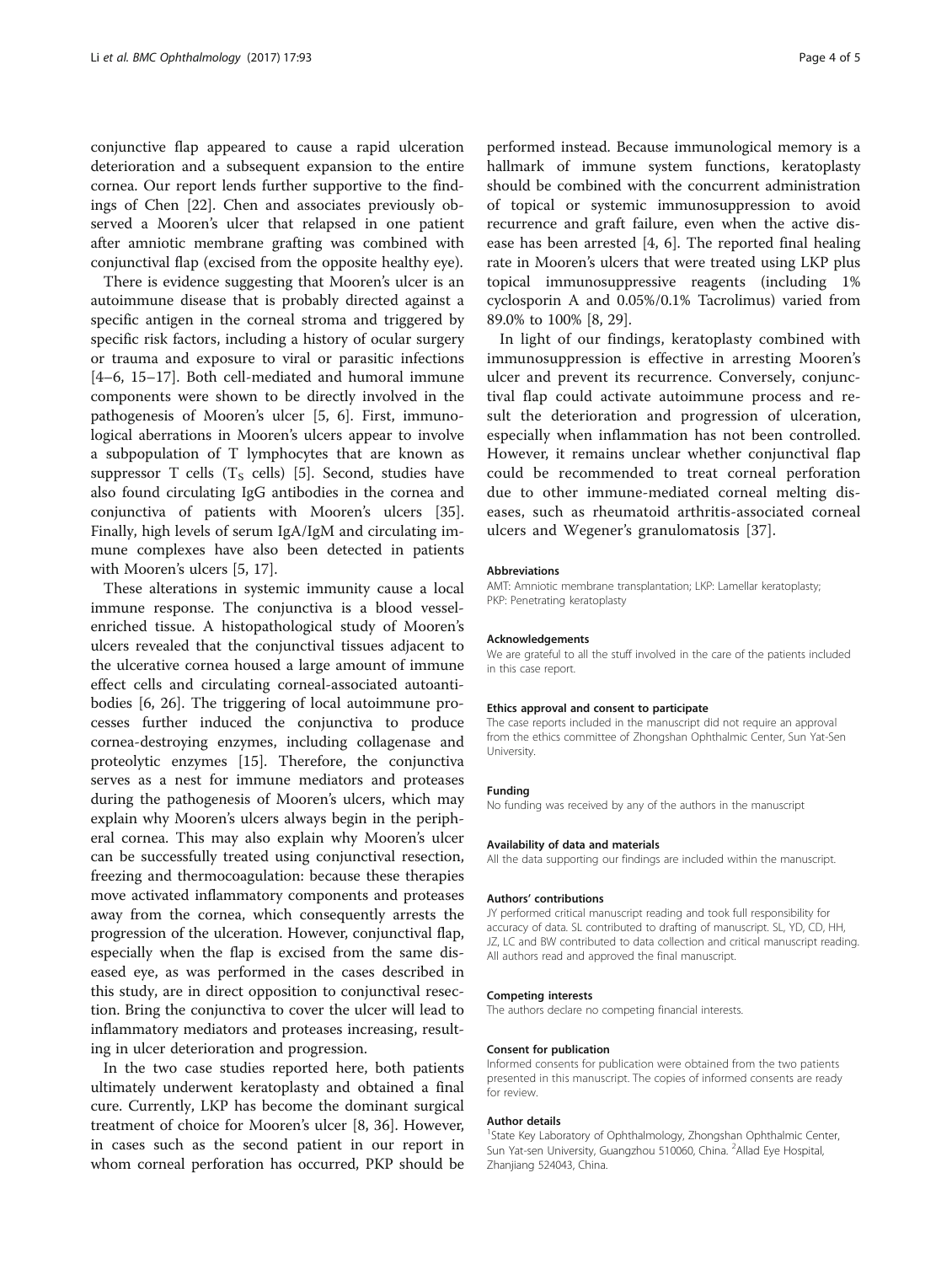conjunctive flap appeared to cause a rapid ulceration deterioration and a subsequent expansion to the entire cornea. Our report lends further supportive to the findings of Chen [22]. Chen and associates previously observed a Mooren's ulcer that relapsed in one patient after amniotic membrane grafting was combined with conjunctival flap (excised from the opposite healthy eye).

There is evidence suggesting that Mooren's ulcer is an autoimmune disease that is probably directed against a specific antigen in the corneal stroma and triggered by specific risk factors, including a history of ocular surgery or trauma and exposure to viral or parasitic infections [4–6, 15–17]. Both cell-mediated and humoral immune components were shown to be directly involved in the pathogenesis of Mooren's ulcer [5, 6]. First, immunological aberrations in Mooren's ulcers appear to involve a subpopulation of T lymphocytes that are known as suppressor T cells ($T_S$ cells) [5]. Second, studies have also found circulating IgG antibodies in the cornea and conjunctiva of patients with Mooren's ulcers [35]. Finally, high levels of serum IgA/IgM and circulating immune complexes have also been detected in patients with Mooren's ulcers [5, 17].

These alterations in systemic immunity cause a local immune response. The conjunctiva is a blood vessel-enriched tissue. A histopathological study of Mooren's ulcers revealed that the conjunctival tissues adjacent to the ulcerative cornea housed a large amount of immune effect cells and circulating corneal-associated autoantibodies [6, 26]. The triggering of local autoimmune processes further induced the conjunctiva to produce cornea-destroying enzymes, including collagenase and proteolytic enzymes [15]. Therefore, the conjunctiva serves as a nest for immune mediators and proteases during the pathogenesis of Mooren's ulcers, which may explain why Mooren's ulcers always begin in the peripheral cornea. This may also explain why Mooren's ulcer can be successfully treated using conjunctival resection, freezing and thermocoagulation: because these therapies move activated inflammatory components and proteases away from the cornea, which consequently arrests the progression of the ulceration. However, conjunctival flap, especially when the flap is excised from the same diseased eye, as was performed in the cases described in this study, are in direct opposition to conjunctival resection. Bring the conjunctiva to cover the ulcer will lead to inflammatory mediators and proteases increasing, resulting in ulcer deterioration and progression.

In the two case studies reported here, both patients ultimately underwent keratoplasty and obtained a final cure. Currently, LKP has become the dominant surgical treatment of choice for Mooren's ulcer [8, 36]. However, in cases such as the second patient in our report in whom corneal perforation has occurred, PKP should be performed instead. Because immunological memory is a hallmark of immune system functions, keratoplasty should be combined with the concurrent administration of topical or systemic immunosuppression to avoid recurrence and graft failure, even when the active disease has been arrested [4, 6]. The reported final healing rate in Mooren's ulcers that were treated using LKP plus topical immunosuppressive reagents (including 1% cyclosporin A and 0.05%/0.1% Tacrolimus) varied from 89.0% to 100% [8, 29].

In light of our findings, keratoplasty combined with immunosuppression is effective in arresting Mooren's ulcer and prevent its recurrence. Conversely, conjunctival flap could activate autoimmune process and result the deterioration and progression of ulceration, especially when inflammation has not been controlled. However, it remains unclear whether conjunctival flap could be recommended to treat corneal perforation due to other immune-mediated corneal melting diseases, such as rheumatoid arthritis-associated corneal ulcers and Wegener's granulomatosis [37].

#### Abbreviations
AMT: Amniotic membrane transplantation; LKP: Lamellar keratoplasty; PKP: Penetrating keratoplasty

#### Acknowledgements
We are grateful to all the stuff involved in the care of the patients included in this case report.

#### Ethics approval and consent to participate
The case reports included in the manuscript did not require an approval from the ethics committee of Zhongshan Ophthalmic Center, Sun Yat-Sen University.

#### Funding
No funding was received by any of the authors in the manuscript

#### Availability of data and materials
All the data supporting our findings are included within the manuscript.

#### Authors' contributions
JY performed critical manuscript reading and took full responsibility for accuracy of data. SL contributed to drafting of manuscript. SL, YD, CD, HH, JZ, LC and BW contributed to data collection and critical manuscript reading. All authors read and approved the final manuscript.

#### Competing interests
The authors declare no competing financial interests.

#### Consent for publication
Informed consents for publication were obtained from the two patients presented in this manuscript. The copies of informed consents are ready for review.

#### Author details
[1]State Key Laboratory of Ophthalmology, Zhongshan Ophthalmic Center, Sun Yat-sen University, Guangzhou 510060, China. [2]Allad Eye Hospital, Zhanjiang 524043, China.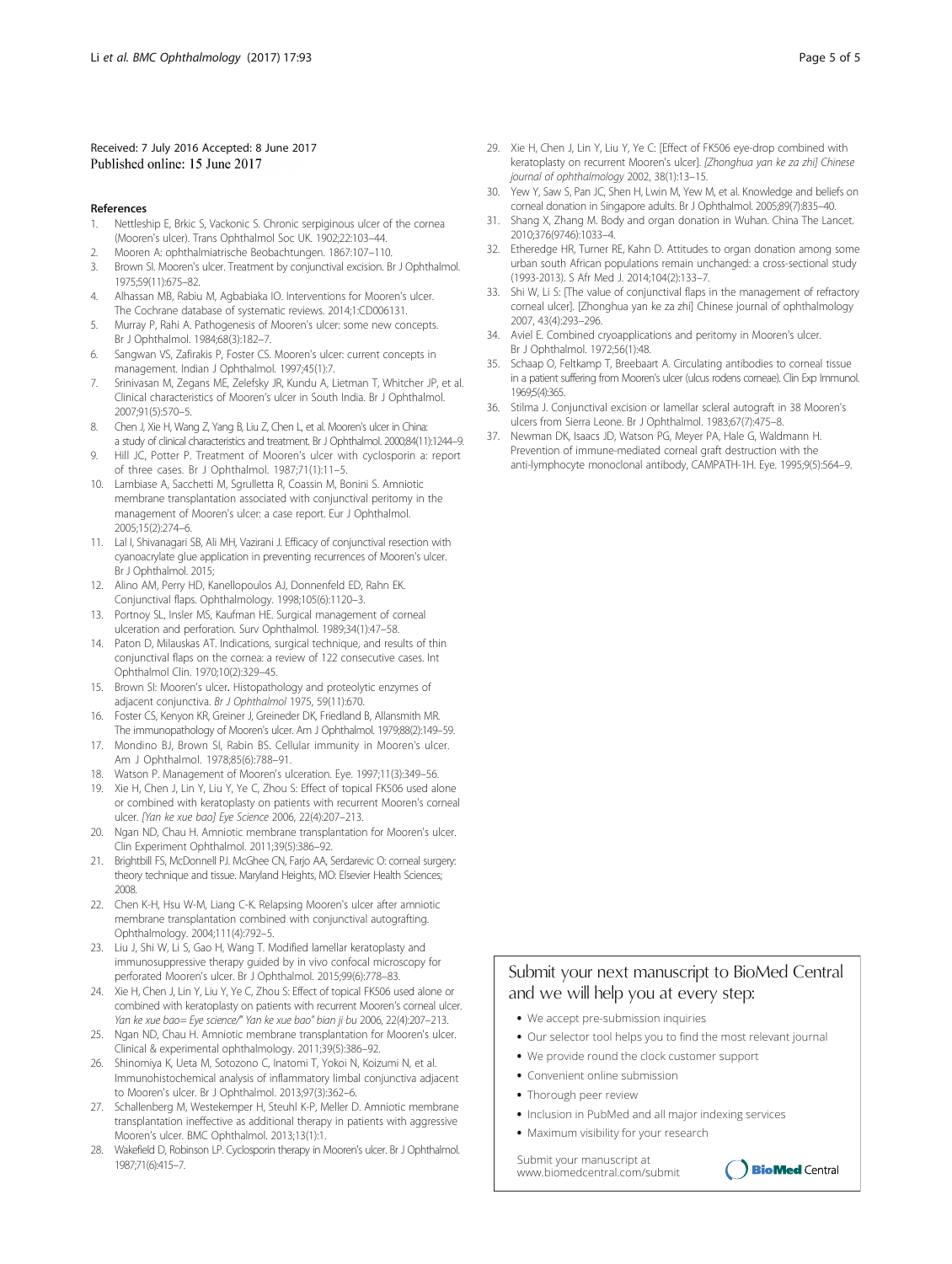Received: 7 July 2016 Accepted: 8 June 2017
Published online: 15 June 2017

## References

1. Nettleship E, Brkic S, Vackonic S. Chronic serpiginous ulcer of the cornea (Mooren's ulcer). Trans Ophthalmol Soc UK. 1902;22:103–44.
2. Mooren A: ophthalmiatrische Beobachtungen. 1867:107–110.
3. Brown SI. Mooren's ulcer. Treatment by conjunctival excision. Br J Ophthalmol. 1975;59(11):675–82.
4. Alhassan MB, Rabiu M, Agbabiaka IO. Interventions for Mooren's ulcer. The Cochrane database of systematic reviews. 2014;1:CD006131.
5. Murray P, Rahi A. Pathogenesis of Mooren's ulcer: some new concepts. Br J Ophthalmol. 1984;68(3):182–7.
6. Sangwan VS, Zafirakis P, Foster CS. Mooren's ulcer: current concepts in management. Indian J Ophthalmol. 1997;45(1):7.
7. Srinivasan M, Zegans ME, Zelefsky JR, Kundu A, Lietman T, Whitcher JP, et al. Clinical characteristics of Mooren's ulcer in South India. Br J Ophthalmol. 2007;91(5):570–5.
8. Chen J, Xie H, Wang Z, Yang B, Liu Z, Chen L, et al. Mooren's ulcer in China: a study of clinical characteristics and treatment. Br J Ophthalmol. 2000;84(11):1244–9.
9. Hill JC, Potter P. Treatment of Mooren's ulcer with cyclosporin a: report of three cases. Br J Ophthalmol. 1987;71(1):11–5.
10. Lambiase A, Sacchetti M, Sgrulletta R, Coassin M, Bonini S. Amniotic membrane transplantation associated with conjunctival peritomy in the management of Mooren's ulcer: a case report. Eur J Ophthalmol. 2005;15(2):274–6.
11. Lal I, Shivanagari SB, Ali MH, Vazirani J. Efficacy of conjunctival resection with cyanoacrylate glue application in preventing recurrences of Mooren's ulcer. Br J Ophthalmol. 2015;
12. Alino AM, Perry HD, Kanellopoulos AJ, Donnenfeld ED, Rahn EK. Conjunctival flaps. Ophthalmology. 1998;105(6):1120–3.
13. Portnoy SL, Insler MS, Kaufman HE. Surgical management of corneal ulceration and perforation. Surv Ophthalmol. 1989;34(1):47–58.
14. Paton D, Milauskas AT. Indications, surgical technique, and results of thin conjunctival flaps on the cornea: a review of 122 consecutive cases. Int Ophthalmol Clin. 1970;10(2):329–45.
15. Brown SI: Mooren's ulcer. Histopathology and proteolytic enzymes of adjacent conjunctiva. *Br J Ophthalmol* 1975, 59(11):670.
16. Foster CS, Kenyon KR, Greiner J, Greineder DK, Friedland B, Allansmith MR. The immunopathology of Mooren's ulcer. Am J Ophthalmol. 1979;88(2):149–59.
17. Mondino BJ, Brown SI, Rabin BS. Cellular immunity in Mooren's ulcer. Am J Ophthalmol. 1978;85(6):788–91.
18. Watson P. Management of Mooren's ulceration. Eye. 1997;11(3):349–56.
19. Xie H, Chen J, Lin Y, Liu Y, Ye C, Zhou S: Effect of topical FK506 used alone or combined with keratoplasty on patients with recurrent Mooren's corneal ulcer. *[Yan ke xue bao] Eye Science* 2006, 22(4):207–213.
20. Ngan ND, Chau H. Amniotic membrane transplantation for Mooren's ulcer. Clin Experiment Ophthalmol. 2011;39(5):386–92.
21. Brightbill FS, McDonnell PJ. McGhee CN, Farjo AA, Serdarevic O: corneal surgery: theory technique and tissue. Maryland Heights, MO: Elsevier Health Sciences; 2008.
22. Chen K-H, Hsu W-M, Liang C-K. Relapsing Mooren's ulcer after amniotic membrane transplantation combined with conjunctival autografting. Ophthalmology. 2004;111(4):792–5.
23. Liu J, Shi W, Li S, Gao H, Wang T. Modified lamellar keratoplasty and immunosuppressive therapy guided by in vivo confocal microscopy for perforated Mooren's ulcer. Br J Ophthalmol. 2015;99(6):778–83.
24. Xie H, Chen J, Lin Y, Liu Y, Ye C, Zhou S: Effect of topical FK506 used alone or combined with keratoplasty on patients with recurrent Mooren's corneal ulcer. *Yan ke xue bao= Eye science/" Yan ke xue bao" bian ji bu* 2006, 22(4):207–213.
25. Ngan ND, Chau H. Amniotic membrane transplantation for Mooren's ulcer. Clinical & experimental ophthalmology. 2011;39(5):386–92.
26. Shinomiya K, Ueta M, Sotozono C, Inatomi T, Yokoi N, Koizumi N, et al. Immunohistochemical analysis of inflammatory limbal conjunctiva adjacent to Mooren's ulcer. Br J Ophthalmol. 2013;97(3):362–6.
27. Schallenberg M, Westekemper H, Steuhl K-P, Meller D. Amniotic membrane transplantation ineffective as additional therapy in patients with aggressive Mooren's ulcer. BMC Ophthalmol. 2013;13(1):1.
28. Wakefield D, Robinson LP. Cyclosporin therapy in Mooren's ulcer. Br J Ophthalmol. 1987;71(6):415–7.
29. Xie H, Chen J, Lin Y, Liu Y, Ye C: [Effect of FK506 eye-drop combined with keratoplasty on recurrent Mooren's ulcer]. *[Zhonghua yan ke za zhi] Chinese journal of ophthalmology* 2002, 38(1):13–15.
30. Yew Y, Saw S, Pan JC, Shen H, Lwin M, Yew M, et al. Knowledge and beliefs on corneal donation in Singapore adults. Br J Ophthalmol. 2005;89(7):835–40.
31. Shang X, Zhang M. Body and organ donation in Wuhan. China The Lancet. 2010;376(9746):1033–4.
32. Etheredge HR, Turner RE, Kahn D. Attitudes to organ donation among some urban south African populations remain unchanged: a cross-sectional study (1993-2013). S Afr Med J. 2014;104(2):133–7.
33. Shi W, Li S: [The value of conjunctival flaps in the management of refractory corneal ulcer]. [Zhonghua yan ke za zhi] Chinese journal of ophthalmology 2007, 43(4):293–296.
34. Aviel E. Combined cryoapplications and peritomy in Mooren's ulcer. Br J Ophthalmol. 1972;56(1):48.
35. Schaap O, Feltkamp T, Breebaart A. Circulating antibodies to corneal tissue in a patient suffering from Mooren's ulcer (ulcus rodens corneae). Clin Exp Immunol. 1969;5(4):365.
36. Stilma J. Conjunctival excision or lamellar scleral autograft in 38 Mooren's ulcers from Sierra Leone. Br J Ophthalmol. 1983;67(7):475–8.
37. Newman DK, Isaacs JD, Watson PG, Meyer PA, Hale G, Waldmann H. Prevention of immune-mediated corneal graft destruction with the anti-lymphocyte monoclonal antibody, CAMPATH-1H. Eye. 1995;9(5):564–9.

Submit your next manuscript to BioMed Central and we will help you at every step:

- We accept pre-submission inquiries
- Our selector tool helps you to find the most relevant journal
- We provide round the clock customer support
- Convenient online submission
- Thorough peer review
- Inclusion in PubMed and all major indexing services
- Maximum visibility for your research

Submit your manuscript at www.biomedcentral.com/submit

BioMed Central